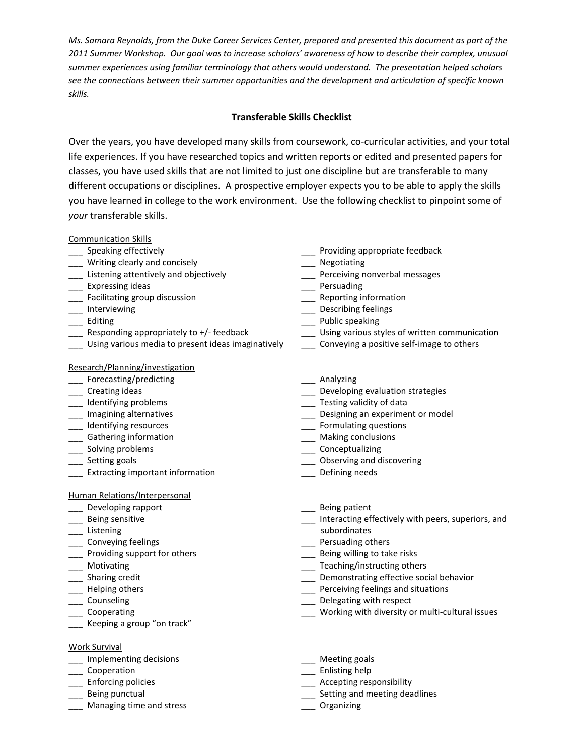*Ms. Samara Reynolds, from the Duke Career Services Center, prepared and presented this document as part of the 2011 Summer Workshop. Our goal was to increase scholars' awareness of how to describe their complex, unusual summer experiences using familiar terminology that others would understand. The presentation helped scholars see the connections between their summer opportunities and the development and articulation of specific known skills.*

## Transferable Skills Checklist

Over the years, you have developed many skills from coursework, co-curricular activities, and your total life experiences. If you have researched topics and written reports or edited and presented papers for classes, you have used skills that are not limited to just one discipline but are transferable to many different occupations or disciplines. A prospective employer expects you to be able to apply the skills you have learned in college to the work environment. Use the following checklist to pinpoint some of *your* transferable skills.

### Communication Skills

- ___ Speaking effectively
- ___ Writing clearly and concisely
- ___ Listening attentively and objectively
- ___ Expressing ideas
- ___ Facilitating group discussion
- ___ Interviewing
- ___ Editing
- ___ Responding appropriately to +/- feedback
- ___ Using various media to present ideas imaginatively
- ___ Providing appropriate feedback
- ___ Negotiating
- ___ Perceiving nonverbal messages
- ___ Persuading
- ___ Reporting information
- ___ Describing feelings
- ___ Public speaking
- ___ Using various styles of written communication
- ___ Conveying a positive self-image to others

### Research/Planning/investigation

- ___ Forecasting/predicting
- ___ Creating ideas
- ___ Identifying problems
- ___ Imagining alternatives
- ___ Identifying resources
- ___ Gathering information
- ___ Solving problems
- ___ Setting goals
- ___ Extracting important information
- ___ Analyzing
- ___ Developing evaluation strategies
- ___ Testing validity of data
- ___ Designing an experiment or model
- ___ Formulating questions
- ___ Making conclusions
- ___ Conceptualizing
- ___ Observing and discovering
- ___ Defining needs

### Human Relations/Interpersonal

- ___ Developing rapport
- ___ Being sensitive
- ___ Listening
- ___ Conveying feelings
- ___ Providing support for others
- ___ Motivating
- ___ Sharing credit
- ___ Helping others
- ___ Counseling
- ___ Cooperating
- ___ Keeping a group "on track"
- ___ Being patient
- ___ Interacting effectively with peers, superiors, and subordinates
- ___ Persuading others
- ___ Being willing to take risks
- ___ Teaching/instructing others
- ___ Demonstrating effective social behavior
- ___ Perceiving feelings and situations
- ___ Delegating with respect
- ___ Working with diversity or multi-cultural issues

### Work Survival

- ___ Implementing decisions
- ___ Cooperation
- ___ Enforcing policies
- ___ Being punctual
- ___ Managing time and stress
- ___ Meeting goals
- ___ Enlisting help
- ___ Accepting responsibility
- ___ Setting and meeting deadlines
- ___ Organizing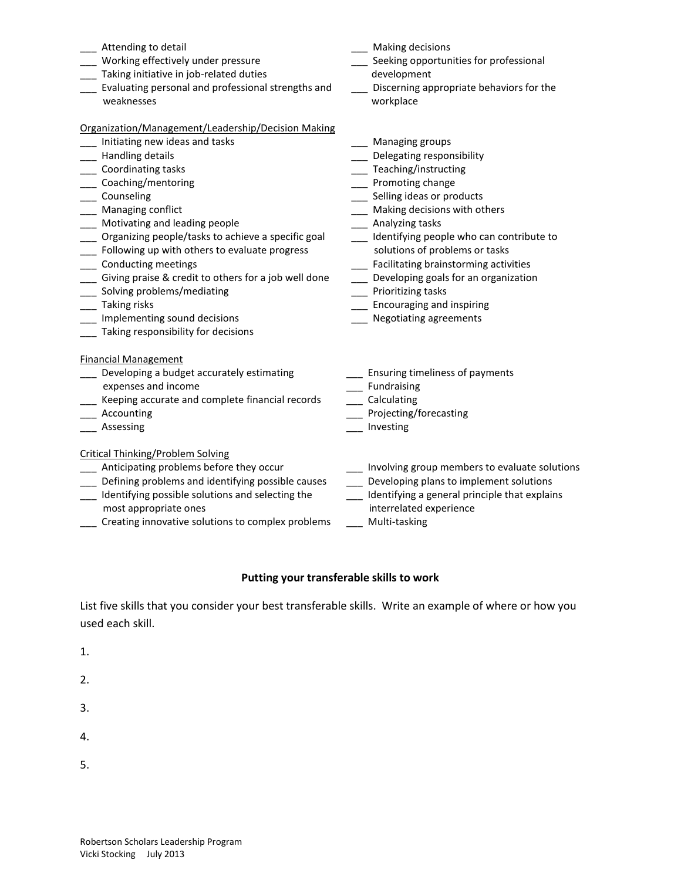___ Attending to detail
___ Working effectively under pressure
___ Taking initiative in job-related duties
___ Evaluating personal and professional strengths and weaknesses
___ Making decisions
___ Seeking opportunities for professional development
___ Discerning appropriate behaviors for the workplace

<u>Organization/Management/Leadership/Decision Making</u>

___ Initiating new ideas and tasks
___ Handling details
___ Coordinating tasks
___ Coaching/mentoring
___ Counseling
___ Managing conflict
___ Motivating and leading people
___ Organizing people/tasks to achieve a specific goal
___ Following up with others to evaluate progress
___ Conducting meetings
___ Giving praise & credit to others for a job well done
___ Solving problems/mediating
___ Taking risks
___ Implementing sound decisions
___ Taking responsibility for decisions
___ Managing groups
___ Delegating responsibility
___ Teaching/instructing
___ Promoting change
___ Selling ideas or products
___ Making decisions with others
___ Analyzing tasks
___ Identifying people who can contribute to solutions of problems or tasks
___ Facilitating brainstorming activities
___ Developing goals for an organization
___ Prioritizing tasks
___ Encouraging and inspiring
___ Negotiating agreements

<u>Financial Management</u>

___ Developing a budget accurately estimating expenses and income
___ Keeping accurate and complete financial records
___ Accounting
___ Assessing
___ Ensuring timeliness of payments
___ Fundraising
___ Calculating
___ Projecting/forecasting
___ Investing

<u>Critical Thinking/Problem Solving</u>

___ Anticipating problems before they occur
___ Defining problems and identifying possible causes
___ Identifying possible solutions and selecting the most appropriate ones
___ Creating innovative solutions to complex problems
___ Involving group members to evaluate solutions
___ Developing plans to implement solutions
___ Identifying a general principle that explains interrelated experience
___ Multi-tasking

**Putting your transferable skills to work**

List five skills that you consider your best transferable skills. Write an example of where or how you used each skill.

1.

2.

3.

4.

5.

Robertson Scholars Leadership Program
Vicki Stocking July 2013